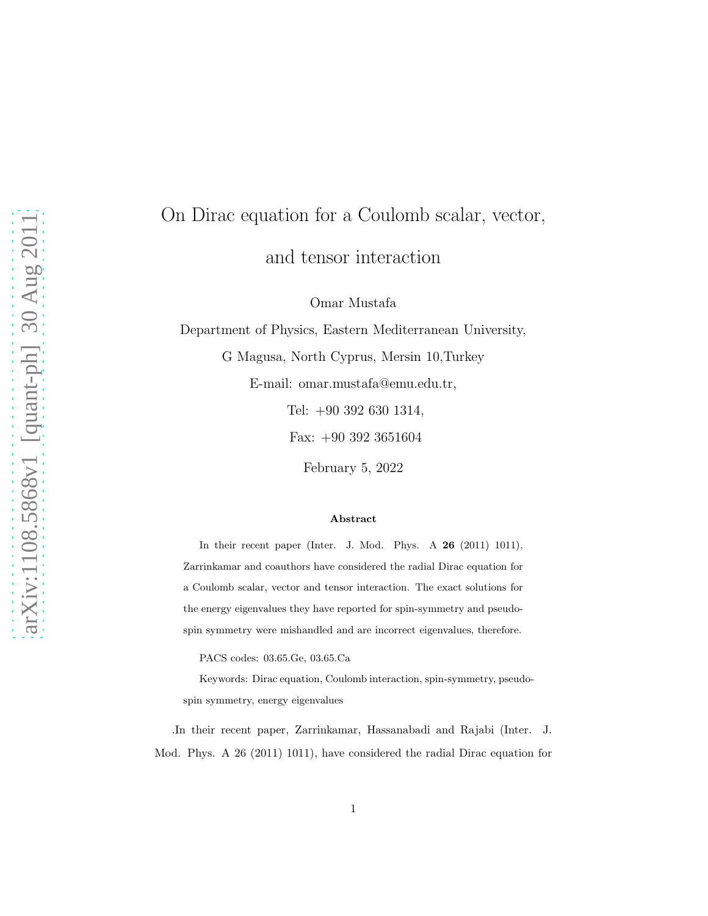# On Dirac equation for a Coulomb scalar, vector, and tensor interaction

Omar Mustafa

Department of Physics, Eastern Mediterranean University,

G Magusa, North Cyprus, Mersin 10,Turkey

E-mail: omar.mustafa@emu.edu.tr,

Tel: +90 392 630 1314,

Fax: +90 392 3651604

February 5, 2022

### Abstract

In their recent paper (Inter. J. Mod. Phys. A **26** (2011) 1011), Zarrinkamar and coauthors have considered the radial Dirac equation for a Coulomb scalar, vector and tensor interaction. The exact solutions for the energy eigenvalues they have reported for spin-symmetry and pseudo-spin symmetry were mishandled and are incorrect eigenvalues, therefore.

PACS codes: 03.65.Ge, 03.65.Ca

Keywords: Dirac equation, Coulomb interaction, spin-symmetry, pseudo-spin symmetry, energy eigenvalues

.In their recent paper, Zarrinkamar, Hassanabadi and Rajabi (Inter. J. Mod. Phys. A 26 (2011) 1011), have considered the radial Dirac equation for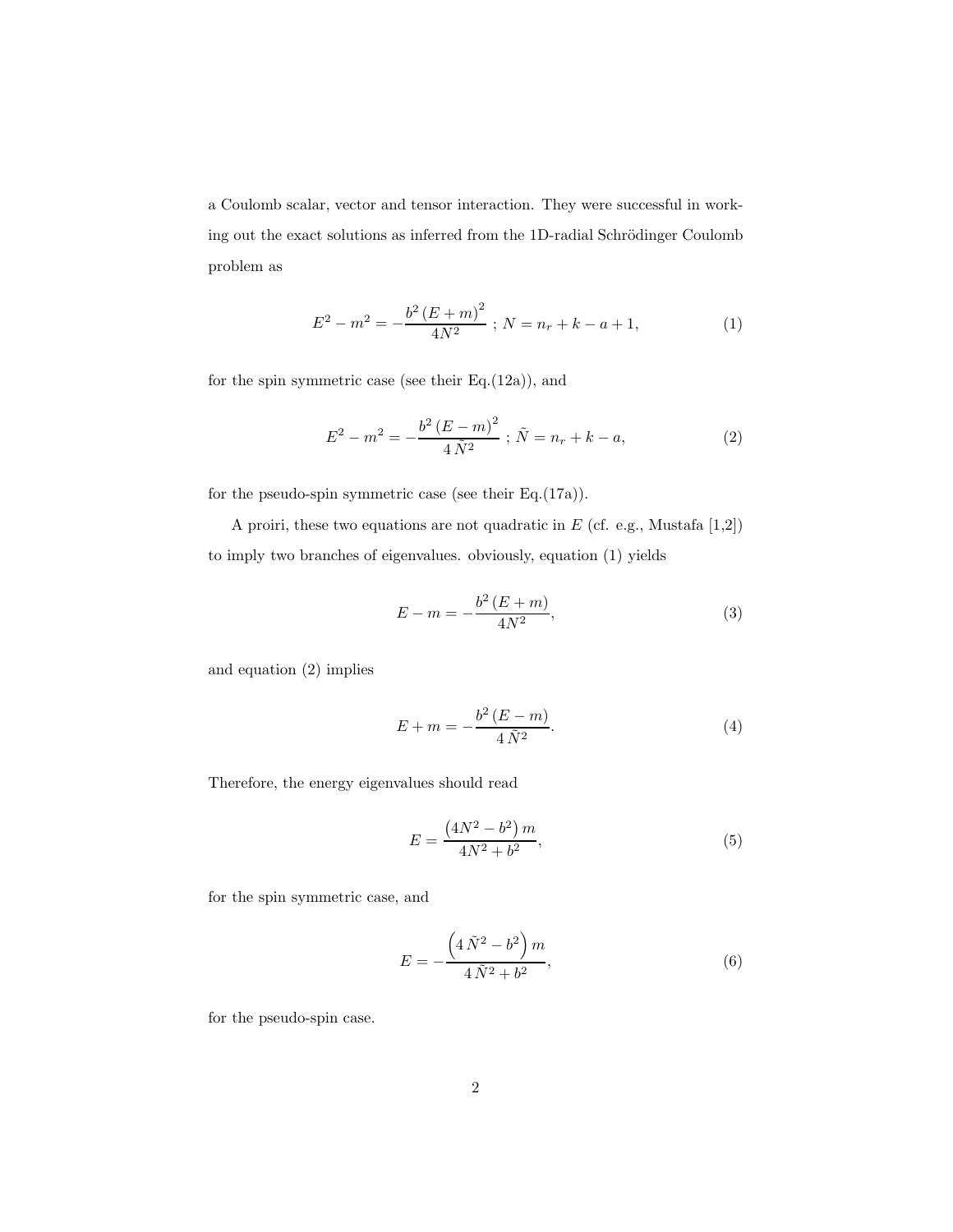a Coulomb scalar, vector and tensor interaction. They were successful in working out the exact solutions as inferred from the 1D-radial Schrödinger Coulomb problem as

$$E^2 - m^2 = -\frac{b^2 (E+m)^2}{4N^2} \; ; \; N = n_r + k - a + 1, \tag{1}$$

for the spin symmetric case (see their Eq.(12a)), and

$$E^2 - m^2 = -\frac{b^2 (E-m)^2}{4\,\tilde{N}^2} \; ; \; \tilde{N} = n_r + k - a, \tag{2}$$

for the pseudo-spin symmetric case (see their Eq.(17a)).

A proiri, these two equations are not quadratic in $E$ (cf. e.g., Mustafa [1,2]) to imply two branches of eigenvalues. obviously, equation (1) yields

$$E - m = -\frac{b^2 (E+m)}{4N^2}, \tag{3}$$

and equation (2) implies

$$E + m = -\frac{b^2 (E-m)}{4\,\tilde{N}^2}. \tag{4}$$

Therefore, the energy eigenvalues should read

$$E = \frac{\left(4N^2 - b^2\right) m}{4N^2 + b^2}, \tag{5}$$

for the spin symmetric case, and

$$E = -\frac{\left(4\,\tilde{N}^2 - b^2\right) m}{4\,\tilde{N}^2 + b^2}, \tag{6}$$

for the pseudo-spin case.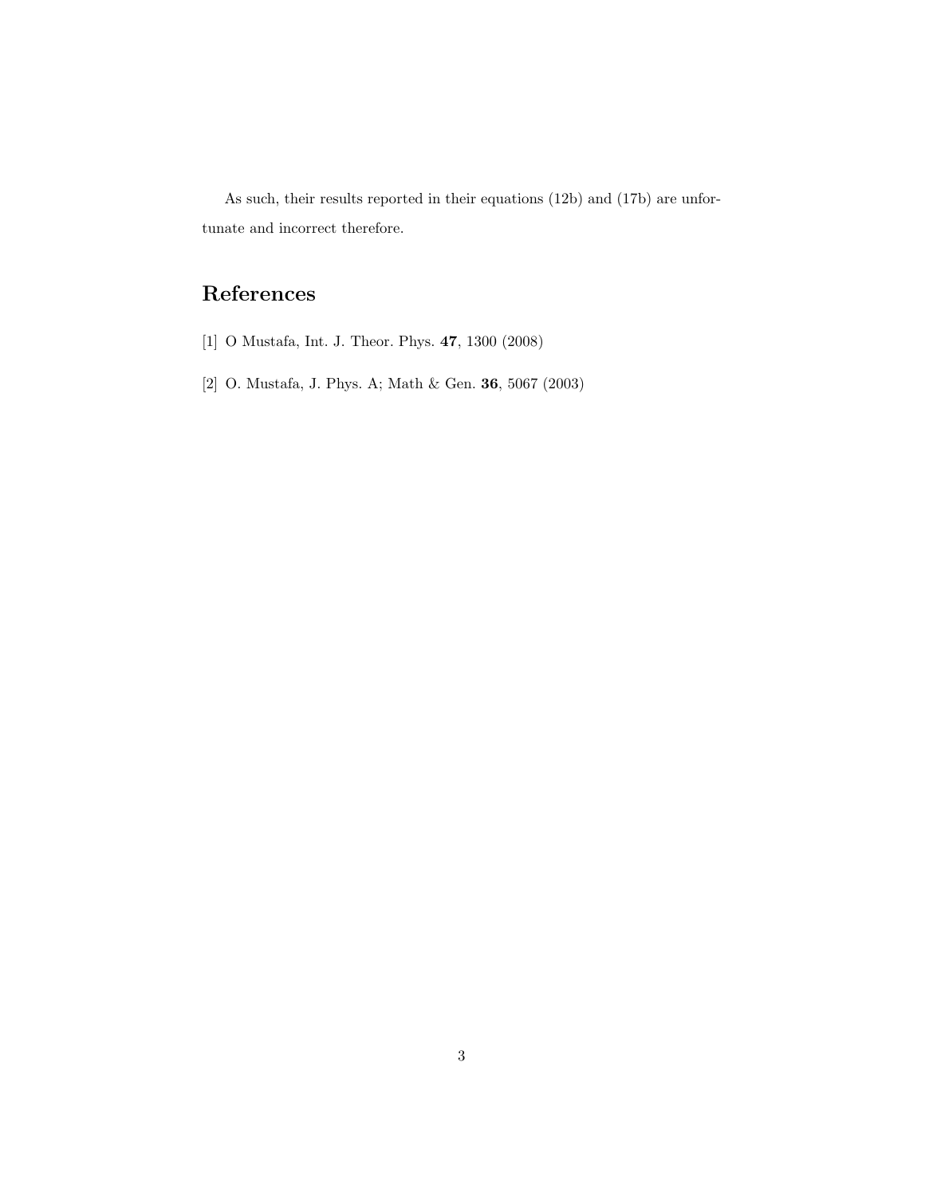As such, their results reported in their equations (12b) and (17b) are unfortunate and incorrect therefore.

## References

[1] O Mustafa, Int. J. Theor. Phys. **47**, 1300 (2008)

[2] O. Mustafa, J. Phys. A; Math & Gen. **36**, 5067 (2003)